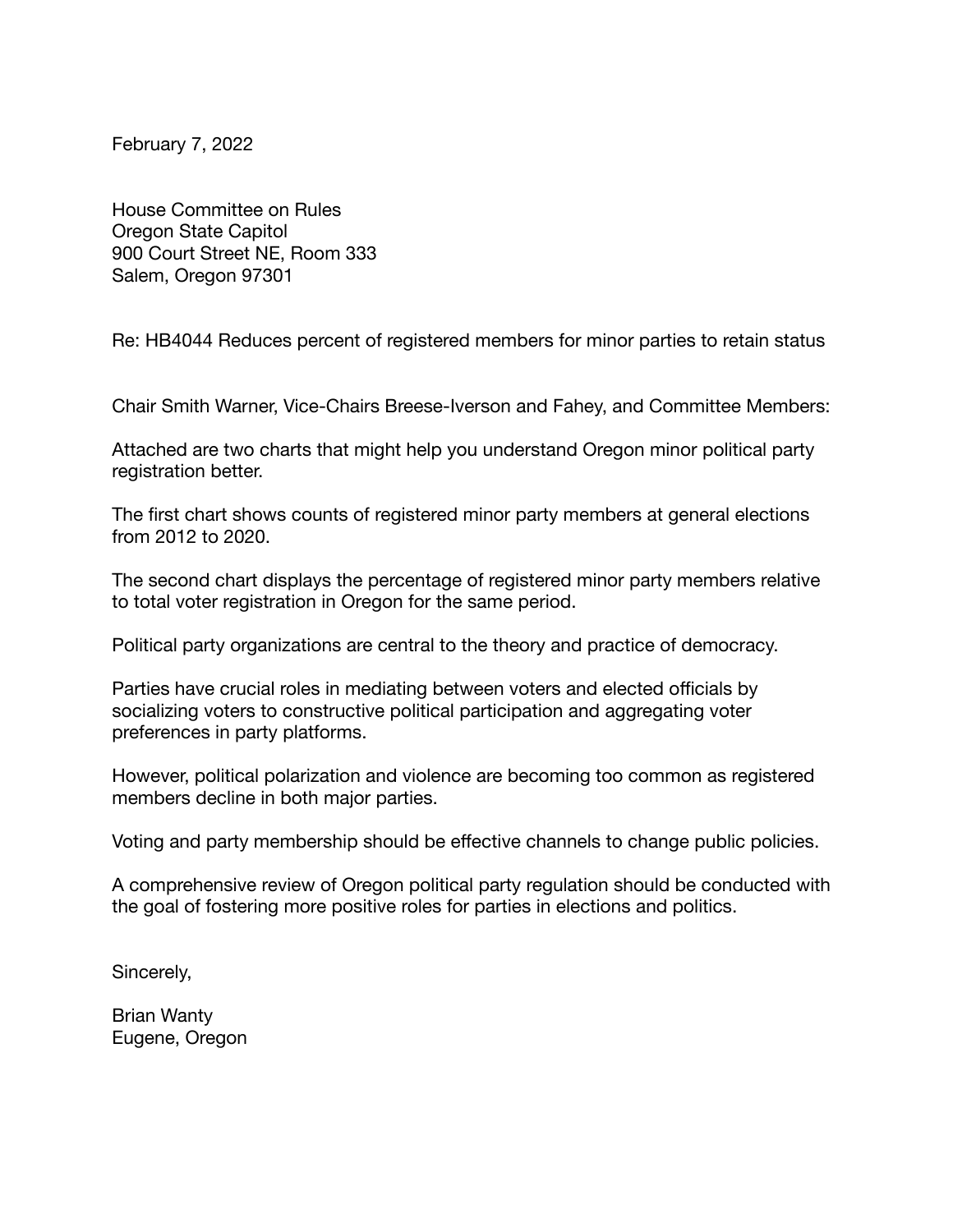February 7, 2022

House Committee on Rules
Oregon State Capitol
900 Court Street NE, Room 333
Salem, Oregon 97301

Re: HB4044 Reduces percent of registered members for minor parties to retain status

Chair Smith Warner, Vice-Chairs Breese-Iverson and Fahey, and Committee Members:

Attached are two charts that might help you understand Oregon minor political party registration better.

The first chart shows counts of registered minor party members at general elections from 2012 to 2020.

The second chart displays the percentage of registered minor party members relative to total voter registration in Oregon for the same period.

Political party organizations are central to the theory and practice of democracy.

Parties have crucial roles in mediating between voters and elected officials by socializing voters to constructive political participation and aggregating voter preferences in party platforms.

However, political polarization and violence are becoming too common as registered members decline in both major parties.

Voting and party membership should be effective channels to change public policies.

A comprehensive review of Oregon political party regulation should be conducted with the goal of fostering more positive roles for parties in elections and politics.

Sincerely,

Brian Wanty
Eugene, Oregon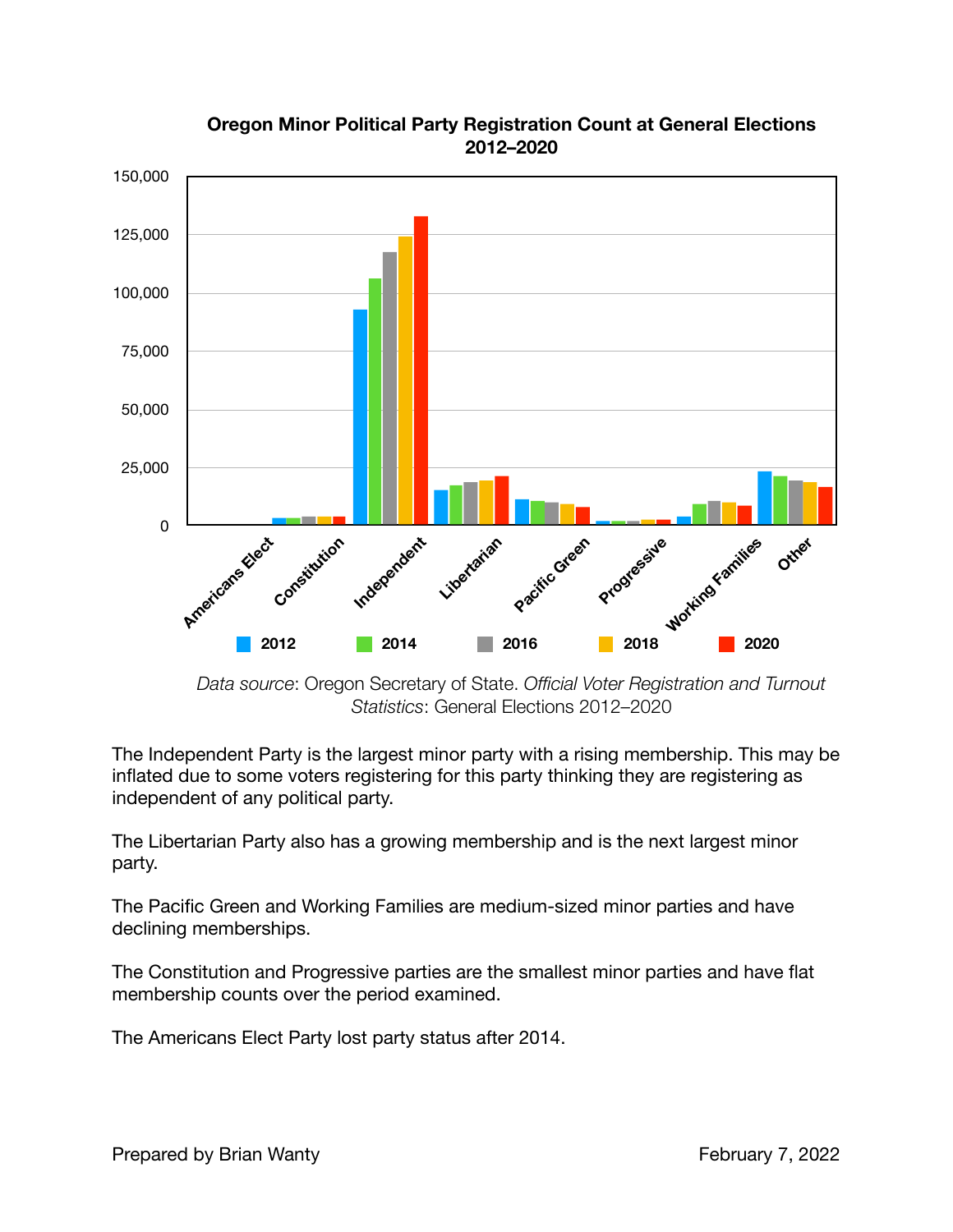**Oregon Minor Political Party Registration Count at General Elections 2012–2020**

*Data source*: Oregon Secretary of State. *Official Voter Registration and Turnout Statistics*: General Elections 2012–2020

The Independent Party is the largest minor party with a rising membership. This may be inflated due to some voters registering for this party thinking they are registering as independent of any political party.

The Libertarian Party also has a growing membership and is the next largest minor party.

The Pacific Green and Working Families are medium-sized minor parties and have declining memberships.

The Constitution and Progressive parties are the smallest minor parties and have flat membership counts over the period examined.

The Americans Elect Party lost party status after 2014.

Prepared by Brian Wanty

February 7, 2022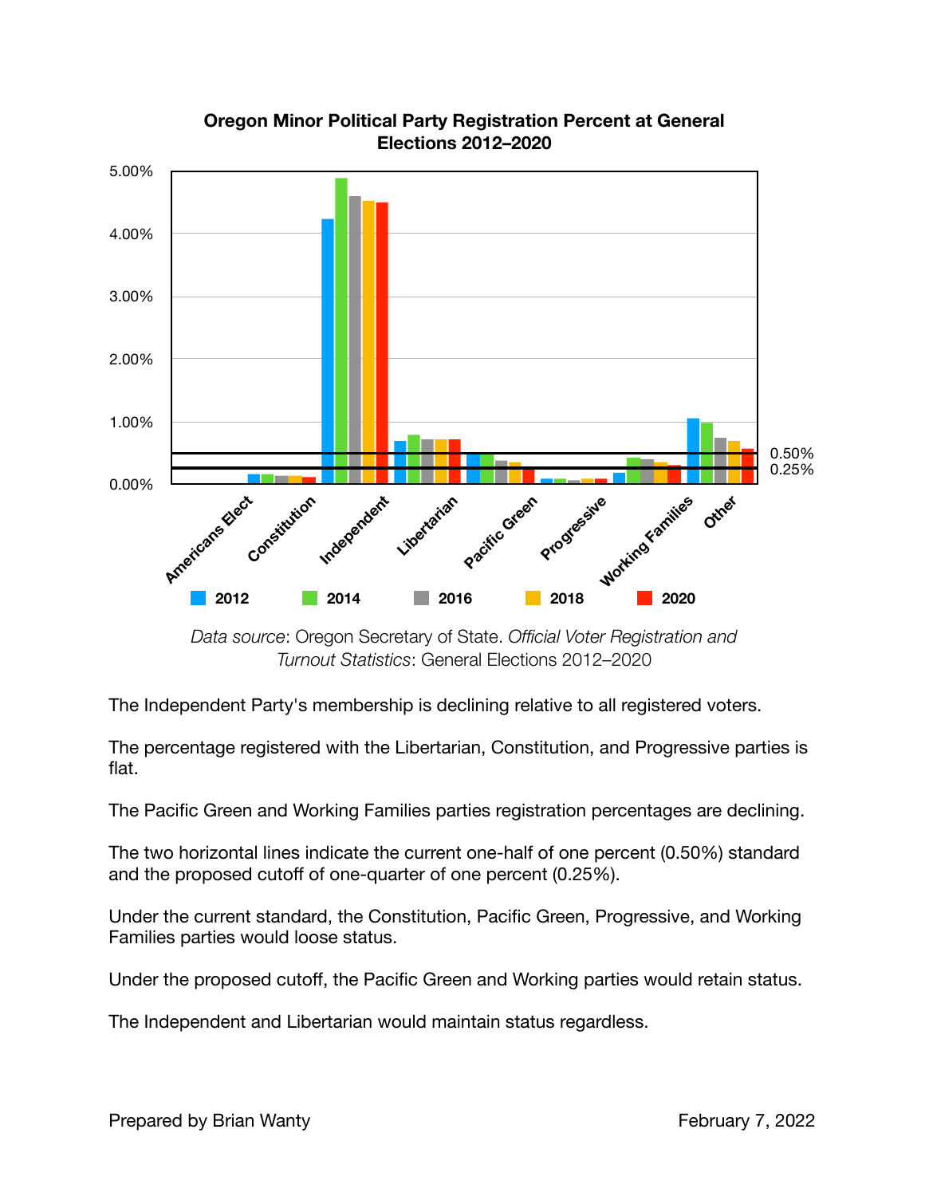**Oregon Minor Political Party Registration Percent at General Elections 2012–2020**

5.00%
4.00%
3.00%
2.00%
1.00%
0.00%

0.50%
0.25%

Americans Elect
Constitution
Independent
Libertarian
Pacific Green
Progressive
Working Families
Other

2012 2014 2016 2018 2020

*Data source*: Oregon Secretary of State. *Official Voter Registration and Turnout Statistics*: General Elections 2012–2020

The Independent Party's membership is declining relative to all registered voters.

The percentage registered with the Libertarian, Constitution, and Progressive parties is flat.

The Pacific Green and Working Families parties registration percentages are declining.

The two horizontal lines indicate the current one-half of one percent (0.50%) standard and the proposed cutoff of one-quarter of one percent (0.25%).

Under the current standard, the Constitution, Pacific Green, Progressive, and Working Families parties would loose status.

Under the proposed cutoff, the Pacific Green and Working parties would retain status.

The Independent and Libertarian would maintain status regardless.

Prepared by Brian Wanty

February 7, 2022